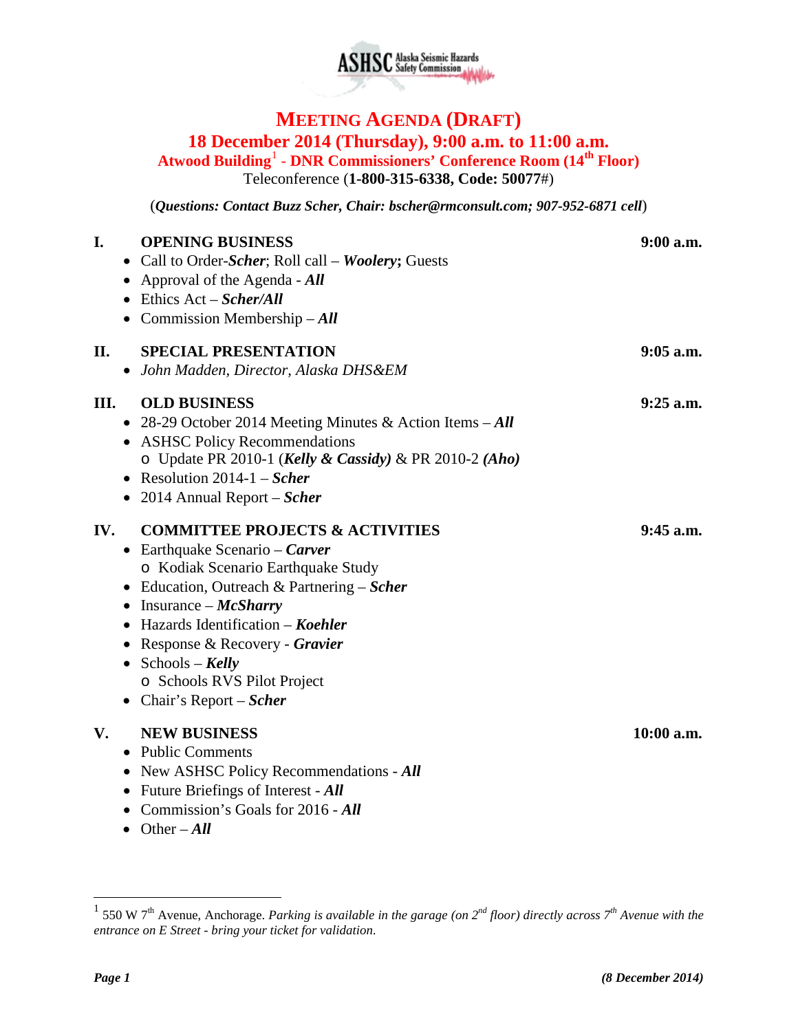ASHSC Alaska Seismic Hazards Safety Commission

# MEETING AGENDA (DRAFT)

## 18 December 2014 (Thursday), 9:00 a.m. to 11:00 a.m.

### Atwood Building[1] - DNR Commissioners' Conference Room (14th Floor)

Teleconference (**1-800-315-6338, Code: 50077**#)

(***Questions: Contact Buzz Scher, Chair: bscher@rmconsult.com; 907-952-6871 cell***)

**I. OPENING BUSINESS** — **9:00 a.m.**

- Call to Order-***Scher***; Roll call – ***Woolery***; Guests
- Approval of the Agenda - ***All***
- Ethics Act – ***Scher/All***
- Commission Membership – ***All***

**II. SPECIAL PRESENTATION** — **9:05 a.m.**

- *John Madden, Director, Alaska DHS&EM*

**III. OLD BUSINESS** — **9:25 a.m.**

- 28-29 October 2014 Meeting Minutes & Action Items – ***All***
- ASHSC Policy Recommendations
  - Update PR 2010-1 (***Kelly & Cassidy)*** & PR 2010-2 ***(Aho)***
- Resolution 2014-1 – ***Scher***
- 2014 Annual Report – ***Scher***

**IV. COMMITTEE PROJECTS & ACTIVITIES** — **9:45 a.m.**

- Earthquake Scenario – ***Carver***
  - Kodiak Scenario Earthquake Study
- Education, Outreach & Partnering – ***Scher***
- Insurance – ***McSharry***
- Hazards Identification – ***Koehler***
- Response & Recovery - ***Gravier***
- Schools – ***Kelly***
  - Schools RVS Pilot Project
- Chair's Report – ***Scher***

**V. NEW BUSINESS** — **10:00 a.m.**

- Public Comments
- New ASHSC Policy Recommendations - ***All***
- Future Briefings of Interest - ***All***
- Commission's Goals for 2016 - ***All***
- Other – ***All***

---

[1] 550 W 7th Avenue, Anchorage. *Parking is available in the garage (on 2nd floor) directly across 7th Avenue with the entrance on E Street - bring your ticket for validation.*

***(8 December 2014)***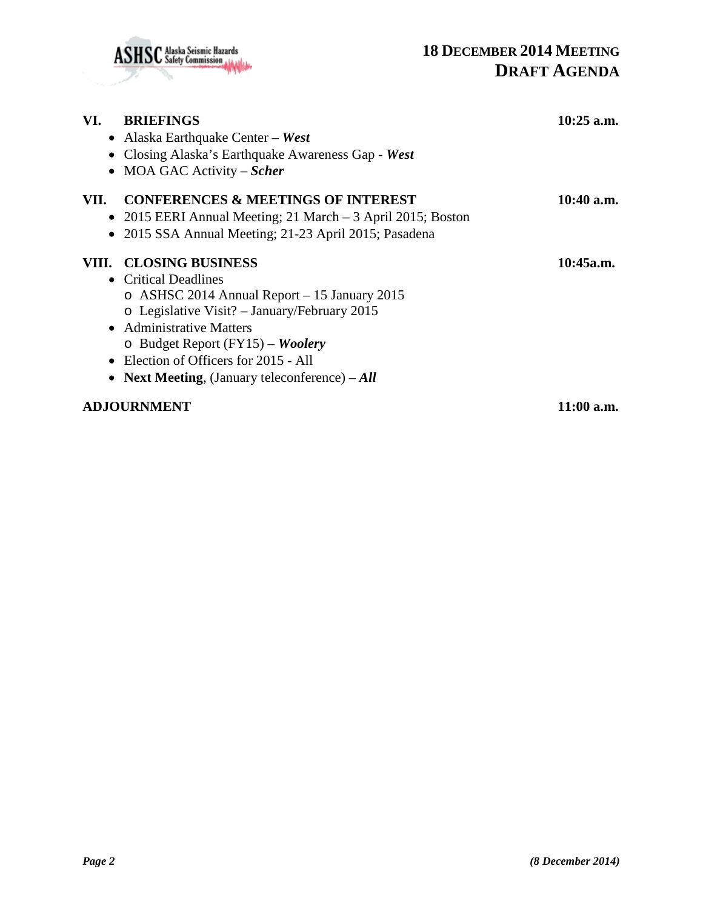**VI. BRIEFINGS** **10:25 a.m.**

- Alaska Earthquake Center – ***West***
- Closing Alaska's Earthquake Awareness Gap - ***West***
- MOA GAC Activity – ***Scher***

**VII. CONFERENCES & MEETINGS OF INTEREST** **10:40 a.m.**

- 2015 EERI Annual Meeting; 21 March – 3 April 2015; Boston
- 2015 SSA Annual Meeting; 21-23 April 2015; Pasadena

**VIII. CLOSING BUSINESS** **10:45a.m.**

- Critical Deadlines
  - ASHSC 2014 Annual Report – 15 January 2015
  - Legislative Visit? – January/February 2015
- Administrative Matters
  - Budget Report (FY15) – ***Woolery***
- Election of Officers for 2015 - All
- **Next Meeting**, (January teleconference) – ***All***

**ADJOURNMENT** **11:00 a.m.**